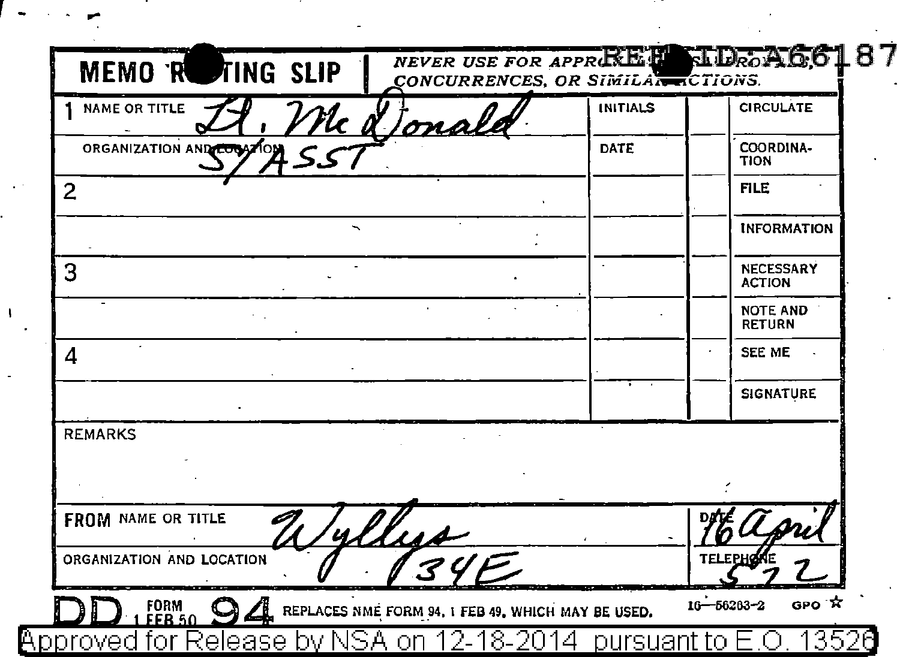REF ID:A66187

**MEMO ROUTING SLIP** | *NEVER USE FOR APPROVALS, DISAPPROVALS, CONCURRENCES, OR SIMILAR ACTIONS.*

| | | INITIALS | | |
|---|---|---|---|---|
| 1 | NAME OR TITLE Lt. McDonald | INITIALS | | CIRCULATE |
| | ORGANIZATION AND LOCATION S/ASST | DATE | | COORDINATION |
| 2 | | | | FILE |
| | | | | INFORMATION |
| 3 | | | | NECESSARY ACTION |
| | | | | NOTE AND RETURN |
| 4 | | | | SEE ME |
| | | | | SIGNATURE |

REMARKS

| | |
|---|---|
| FROM NAME OR TITLE Wyllys | DATE 16 April |
| ORGANIZATION AND LOCATION 34E | TELEPHONE 572 |

DD FORM 1 FEB 50 94 REPLACES NME FORM 94, 1 FEB 49, WHICH MAY BE USED. 16—56203-2 GPO ☆

Approved for Release by NSA on 12-18-2014 pursuant to E.O. 13526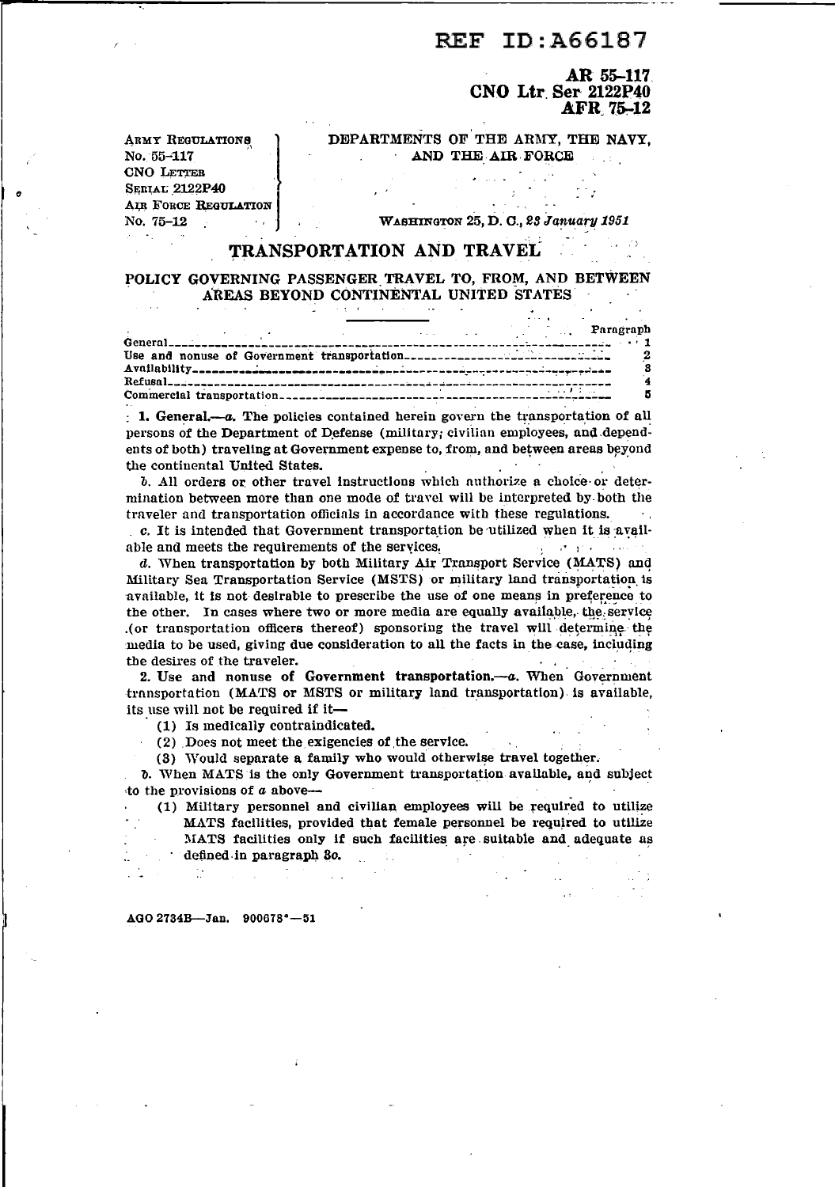REF ID:A66187

**AR 55-117**
**CNO Ltr Ser 2122P40**
**AFR 75-12**

ARMY REGULATIONS No. 55-117
CNO LETTER SERIAL 2122P40
AIR FORCE REGULATION No. 75-12

DEPARTMENTS OF THE ARMY, THE NAVY, AND THE AIR FORCE

WASHINGTON 25, D. C., *23 January 1951*

# TRANSPORTATION AND TRAVEL

## POLICY GOVERNING PASSENGER TRAVEL TO, FROM, AND BETWEEN AREAS BEYOND CONTINENTAL UNITED STATES

| | Paragraph |
|---|---|
| General | 1 |
| Use and nonuse of Government transportation | 2 |
| Availability | 3 |
| Refusal | 4 |
| Commercial transportation | 5 |

**1. General.**—*a.* The policies contained herein govern the transportation of all persons of the Department of Defense (military, civilian employees, and dependents of both) traveling at Government expense to, from, and between areas beyond the continental United States.

*b.* All orders or other travel instructions which authorize a choice or determination between more than one mode of travel will be interpreted by both the traveler and transportation officials in accordance with these regulations.

*c.* It is intended that Government transportation be utilized when it is available and meets the requirements of the services.

*d.* When transportation by both Military Air Transport Service (MATS) and Military Sea Transportation Service (MSTS) or military land transportation is available, it is not desirable to prescribe the use of one means in preference to the other. In cases where two or more media are equally available, the service (or transportation officers thereof) sponsoring the travel will determine the media to be used, giving due consideration to all the facts in the case, including the desires of the traveler.

**2. Use and nonuse of Government transportation.**—*a.* When Government transportation (MATS or MSTS or military land transportation) is available, its use will not be required if it—

(1) Is medically contraindicated.

(2) Does not meet the exigencies of the service.

(3) Would separate a family who would otherwise travel together.

*b.* When MATS is the only Government transportation available, and subject to the provisions of *a* above—

(1) Military personnel and civilian employees will be required to utilize MATS facilities, provided that female personnel be required to utilize MATS facilities only if such facilities are suitable and adequate as defined in paragraph 3*c*.

AGO 2734B—Jan. 900678°—51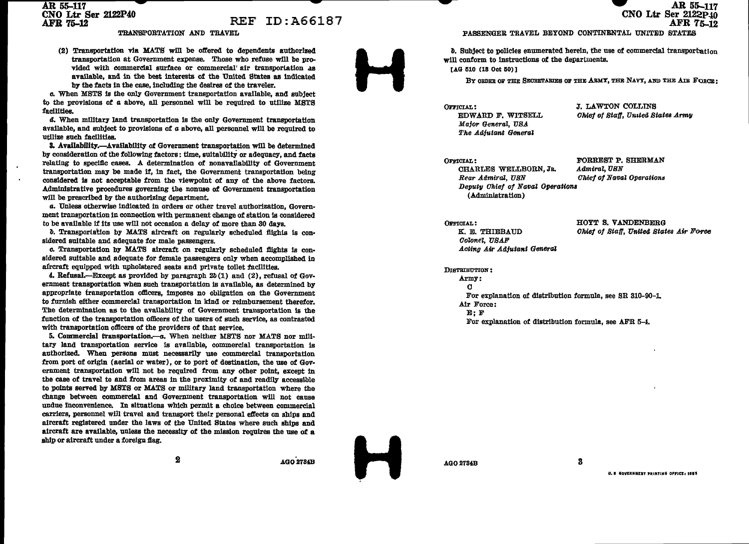(2) Transportation via MATS will be offered to dependents authorized transportation at Government expense. Those who refuse will be provided with commercial surface or commercial air transportation as available, and in the best interests of the United States as indicated by the facts in the case, including the desires of the traveler.

*c.* When MSTS is the only Government transportation available, and subject to the provisions of *a* above, all personnel will be required to utilize MSTS facilities.

*d.* When military land transportation is the only Government transportation available, and subject to provisions of *a* above, all personnel will be required to utilize such facilities.

**3. Availability.**—Availability of Government transportation will be determined by consideration of the following factors: time, suitability or adequacy, and facts relating to specific cases. A determination of nonavailability of Government transportation may be made if, in fact, the Government transportation being considered is not acceptable from the viewpoint of any of the above factors. Administrative procedures governing the nonuse of Government transportation will be prescribed by the authorizing department.

*a.* Unless otherwise indicated in orders or other travel authorization, Government transportation in connection with permanent change of station is considered to be available if its use will not occasion a delay of more than 30 days.

*b.* Transportation by MATS aircraft on regularly scheduled flights is considered suitable and adequate for male passengers.

*c.* Transportation by MATS aircraft on regularly scheduled flights is considered suitable and adequate for female passengers only when accomplished in aircraft equipped with upholstered seats and private toilet facilities.

**4. Refusal.**—Except as provided by paragraph 2*b*(1) and (2), refusal of Government transportation when such transportation is available, as determined by appropriate transportation officers, imposes no obligation on the Government to furnish either commercial transportation in kind or reimbursement therefor. The determination as to the availability of Government transportation is the function of the transportation officers of the users of such service, as contrasted with transportation officers of the providers of that service.

**5. Commercial transportation.**—*a.* When neither MSTS nor MATS nor military land transportation service is available, commercial transportation is authorized. When persons must necessarily use commercial transportation from port of origin (aerial or water), or to port of destination, the use of Government transportation will not be required from any other point, except in the case of travel to and from areas in the proximity of and readily accessible to points served by MSTS or MATS or military land transportation where the change between commercial and Government transportation will not cause undue inconvenience. In situations which permit a choice between commercial carriers, personnel will travel and transport their personal effects on ships and aircraft registered under the laws of the United States where such ships and aircraft are available, unless the necessity of the mission requires the use of a ship or aircraft under a foreign flag.

*b.* Subject to policies enumerated herein, the use of commercial transportation will conform to instructions of the departments.

[AG 510 (18 Oct 50)]

BY ORDER OF THE SECRETARIES OF THE ARMY, THE NAVY, AND THE AIR FORCE:

OFFICIAL:
EDWARD F. WITSELL
*Major General, USA*
*The Adjutant General*

J. LAWTON COLLINS
*Chief of Staff, United States Army*

OFFICIAL:
CHARLES WELLBORN, JR.
*Rear Admiral, USN*
*Deputy Chief of Naval Operations*
(Administration)

FORREST P. SHERMAN
*Admiral, USN*
*Chief of Naval Operations*

OFFICIAL:
K. E. THIEBAUD
*Colonel, USAF*
*Acting Air Adjutant General*

HOYT S. VANDENBERG
*Chief of Staff, United States Air Force*

DISTRIBUTION:

Army:

C

For explanation of distribution formula, see SR 310-90-1.

Air Force:

E; F

For explanation of distribution formula, see AFR 5-4.

U. S. GOVERNMENT PRINTING OFFICE: 1951